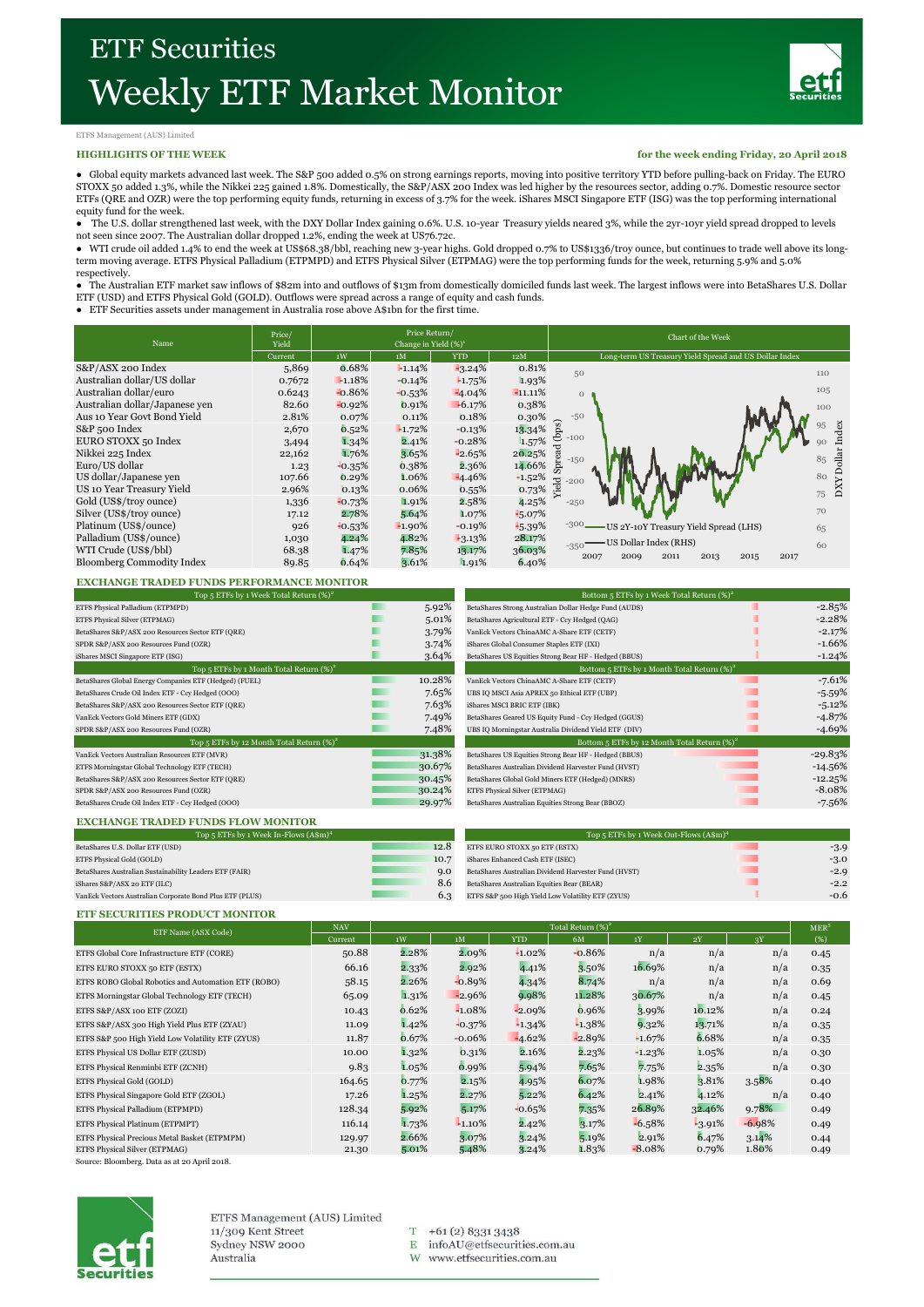# ETF Securities

# Weekly ETF Market Monitor

ETFS Management (AUS) Limited

**HIGHLIGHTS OF THE WEEK** — **for the week ending Friday, 20 April 2018**

- Global equity markets advanced last week. The S&P 500 added 0.5% on strong earnings reports, moving into positive territory YTD before pulling-back on Friday. The EURO STOXX 50 added 1.3%, while the Nikkei 225 gained 1.8%. Domestically, the S&P/ASX 200 Index was led higher by the resources sector, adding 0.7%. Domestic resource sector ETFs (QRE and OZR) were the top performing equity funds, returning in excess of 3.7% for the week. iShares MSCI Singapore ETF (ISG) was the top performing international equity fund for the week.
- The U.S. dollar strengthened last week, with the DXY Dollar Index gaining 0.6%. U.S. 10-year Treasury yields neared 3%, while the 2yr-10yr yield spread dropped to levels not seen since 2007. The Australian dollar dropped 1.2%, ending the week at US76.72c.
- WTI crude oil added 1.4% to end the week at US$68.38/bbl, reaching new 3-year highs. Gold dropped 0.7% to US$1336/troy ounce, but continues to trade well above its long-term moving average. ETFS Physical Palladium (ETPMPD) and ETFS Physical Silver (ETPMAG) were the top performing funds for the week, returning 5.9% and 5.0% respectively.
- The Australian ETF market saw inflows of $82m into and outflows of $13m from domestically domiciled funds last week. The largest inflows were into BetaShares U.S. Dollar ETF (USD) and ETFS Physical Gold (GOLD). Outflows were spread across a range of equity and cash funds.
- ETF Securities assets under management in Australia rose above A$1bn for the first time.

| Name | Price/ Yield | Price Return/ Change in Yield (%)[1] | | | |
|---|---|---|---|---|---|
| | Current | 1W | 1M | YTD | 12M |
| S&P/ASX 200 Index | 5,869 | 0.68% | -1.14% | -3.24% | 0.81% |
| Australian dollar/US dollar | 0.7672 | -1.18% | -0.14% | -1.75% | 1.93% |
| Australian dollar/euro | 0.6243 | -0.86% | -0.53% | -4.04% | -11.11% |
| Australian dollar/Japanese yen | 82.60 | -0.92% | 0.91% | -6.17% | 0.38% |
| Aus 10 Year Govt Bond Yield | 2.81% | 0.07% | 0.11% | 0.18% | 0.30% |
| S&P 500 Index | 2,670 | 0.52% | -1.72% | -0.13% | 13.34% |
| EURO STOXX 50 Index | 3,494 | 1.34% | 2.41% | -0.28% | 1.57% |
| Nikkei 225 Index | 22,162 | 1.76% | 3.65% | -2.65% | 20.25% |
| Euro/US dollar | 1.23 | -0.35% | 0.38% | 2.36% | 14.66% |
| US dollar/Japanese yen | 107.66 | 0.29% | 1.06% | -4.46% | -1.52% |
| US 10 Year Treasury Yield | 2.96% | 0.13% | 0.06% | 0.55% | 0.73% |
| Gold (US$/troy ounce) | 1,336 | -0.73% | 1.91% | 2.58% | 4.25% |
| Silver (US$/troy ounce) | 17.12 | 2.78% | 5.64% | 1.07% | -5.07% |
| Platinum (US$/ounce) | 926 | -0.53% | -1.90% | -0.19% | -5.39% |
| Palladium (US$/ounce) | 1,030 | 4.24% | 4.82% | -3.13% | 28.17% |
| WTI Crude (US$/bbl) | 68.38 | 1.47% | 7.85% | 13.17% | 36.03% |
| Bloomberg Commodity Index | 89.85 | 0.64% | 3.61% | 1.91% | 6.40% |

**Chart of the Week**

Long-term US Treasury Yield Spread and US Dollar Index

## EXCHANGE TRADED FUNDS PERFORMANCE MONITOR

| Top 5 ETFs by 1 Week Total Return (%)[2] | |
|---|---|
| ETFS Physical Palladium (ETPMPD) | 5.92% |
| ETFS Physical Silver (ETPMAG) | 5.01% |
| BetaShares S&P/ASX 200 Resources Sector ETF (QRE) | 3.79% |
| SPDR S&P/ASX 200 Resources Fund (OZR) | 3.74% |
| iShares MSCI Singapore ETF (ISG) | 3.64% |
| **Top 5 ETFs by 1 Month Total Return (%)[2]** | |
| BetaShares Global Energy Companies ETF (Hedged) (FUEL) | 10.28% |
| BetaShares Crude Oil Index ETF - Ccy Hedged (OOO) | 7.65% |
| BetaShares S&P/ASX 200 Resources Sector ETF (QRE) | 7.63% |
| VanEck Vectors Gold Miners ETF (GDX) | 7.49% |
| SPDR S&P/ASX 200 Resources Fund (OZR) | 7.48% |
| **Top 5 ETFs by 12 Month Total Return (%)[2]** | |
| VanEck Vectors Australian Resources ETF (MVR) | 31.38% |
| ETFS Morningstar Global Technology ETF (TECH) | 30.67% |
| BetaShares S&P/ASX 200 Resources Sector ETF (QRE) | 30.45% |
| SPDR S&P/ASX 200 Resources Fund (OZR) | 30.24% |
| BetaShares Crude Oil Index ETF - Ccy Hedged (OOO) | 29.97% |

| Bottom 5 ETFs by 1 Week Total Return (%)[2] | |
|---|---|
| BetaShares Strong Australian Dollar Hedge Fund (AUDS) | -2.85% |
| BetaShares Agricultural ETF - Ccy Hedged (QAG) | -2.28% |
| VanEck Vectors ChinaAMC A-Share ETF (CETF) | -2.17% |
| iShares Global Consumer Staples ETF (IXI) | -1.66% |
| BetaShares US Equities Strong Bear HF - Hedged (BBUS) | -1.24% |
| **Bottom 5 ETFs by 1 Month Total Return (%)[2]** | |
| VanEck Vectors ChinaAMC A-Share ETF (CETF) | -7.61% |
| UBS IQ MSCI Asia APREX 50 Ethical ETF (UBP) | -5.59% |
| iShares MSCI BRIC ETF (IBK) | -5.12% |
| BetaShares Geared US Equity Fund - Ccy Hedged (GGUS) | -4.87% |
| UBS IQ Morningstar Australia Dividend Yield ETF (DIV) | -4.69% |
| **Bottom 5 ETFs by 12 Month Total Return (%)[2]** | |
| BetaShares US Equities Strong Bear HF - Hedged (BBUS) | -29.83% |
| BetaShares Australian Dividend Harvester Fund (HVST) | -14.56% |
| BetaShares Global Gold Miners ETF (Hedged) (MNRS) | -12.25% |
| ETFS Physical Silver (ETPMAG) | -8.08% |
| BetaShares Australian Equities Strong Bear (BBOZ) | -7.56% |

## EXCHANGE TRADED FUNDS FLOW MONITOR

| Top 5 ETFs by 1 Week In-Flows (A$m)[4] | |
|---|---|
| BetaShares U.S. Dollar ETF (USD) | 12.8 |
| ETFS Physical Gold (GOLD) | 10.7 |
| BetaShares Australian Sustainability Leaders ETF (FAIR) | 9.0 |
| iShares S&P/ASX 20 ETF (ILC) | 8.6 |
| VanEck Vectors Australian Corporate Bond Plus ETF (PLUS) | 6.3 |

| Top 5 ETFs by 1 Week Out-Flows (A$m)[4] | |
|---|---|
| ETFS EURO STOXX 50 ETF (ESTX) | -3.9 |
| iShares Enhanced Cash ETF (ISEC) | -3.0 |
| BetaShares Australian Dividend Harvester Fund (HVST) | -2.9 |
| BetaShares Australian Equities Bear (BEAR) | -2.2 |
| ETFS S&P 500 High Yield Low Volatility ETF (ZYUS) | -0.6 |

## ETF SECURITIES PRODUCT MONITOR

| ETF Name (ASX Code) | NAV | Total Return (%)[2] | | | | | | | MER[3] |
|---|---|---|---|---|---|---|---|---|---|
| | Current | 1W | 1M | YTD | 6M | 1Y | 2Y | 3Y | (%) |
| ETFS Global Core Infrastructure ETF (CORE) | 50.88 | 2.28% | 2.09% | -1.02% | -0.86% | n/a | n/a | n/a | 0.45 |
| ETFS EURO STOXX 50 ETF (ESTX) | 66.16 | 2.33% | 2.92% | 4.41% | 3.50% | 16.69% | n/a | n/a | 0.35 |
| ETFS ROBO Global Robotics and Automation ETF (ROBO) | 58.15 | 2.26% | -0.89% | 4.34% | 8.74% | n/a | n/a | n/a | 0.69 |
| ETFS Morningstar Global Technology ETF (TECH) | 65.09 | 1.31% | -2.96% | 9.98% | 11.28% | 30.67% | n/a | n/a | 0.45 |
| ETFS S&P/ASX 100 ETF (ZOZI) | 10.43 | 0.62% | -1.08% | -2.09% | 0.96% | 3.99% | 10.12% | n/a | 0.24 |
| ETFS S&P/ASX 300 High Yield Plus ETF (ZYAU) | 11.09 | 1.42% | -0.37% | -1.34% | -1.38% | 9.32% | 13.71% | n/a | 0.35 |
| ETFS S&P 500 High Yield Low Volatility ETF (ZYUS) | 11.87 | 0.67% | -0.06% | -4.62% | -2.89% | -1.67% | 6.68% | n/a | 0.35 |
| ETFS Physical US Dollar ETF (ZUSD) | 10.00 | 1.32% | 0.31% | 2.16% | 2.23% | -1.23% | 1.05% | n/a | 0.30 |
| ETFS Physical Renminbi ETF (ZCNH) | 9.83 | 1.05% | 0.99% | 5.94% | 7.65% | 7.75% | 2.35% | n/a | 0.30 |
| ETFS Physical Gold (GOLD) | 164.65 | 0.77% | 2.15% | 4.95% | 6.07% | 1.98% | 3.81% | 3.58% | 0.40 |
| ETFS Physical Singapore Gold ETF (ZGOL) | 17.26 | 1.25% | 2.27% | 5.22% | 6.42% | 2.41% | 4.12% | n/a | 0.40 |
| ETFS Physical Palladium (ETPMPD) | 128.34 | 5.92% | 5.17% | -0.65% | 7.35% | 26.89% | 32.46% | 9.78% | 0.49 |
| ETFS Physical Platinum (ETPMPT) | 116.14 | 1.73% | -1.10% | 2.42% | 3.17% | -6.58% | -3.91% | -6.98% | 0.49 |
| ETFS Physical Precious Metal Basket (ETPMPM) | 129.97 | 2.66% | 3.07% | 3.24% | 5.19% | 2.91% | 6.47% | 3.14% | 0.44 |
| ETFS Physical Silver (ETPMAG) | 21.30 | 5.01% | 5.48% | 3.24% | 1.83% | -8.08% | 0.79% | 1.80% | 0.49 |

Source: Bloomberg. Data as at 20 April 2018.

ETFS Management (AUS) Limited
11/309 Kent Street
Sydney NSW 2000
Australia

T +61 (2) 8331 3438
E infoAU@etfsecurities.com.au
W www.etfsecurities.com.au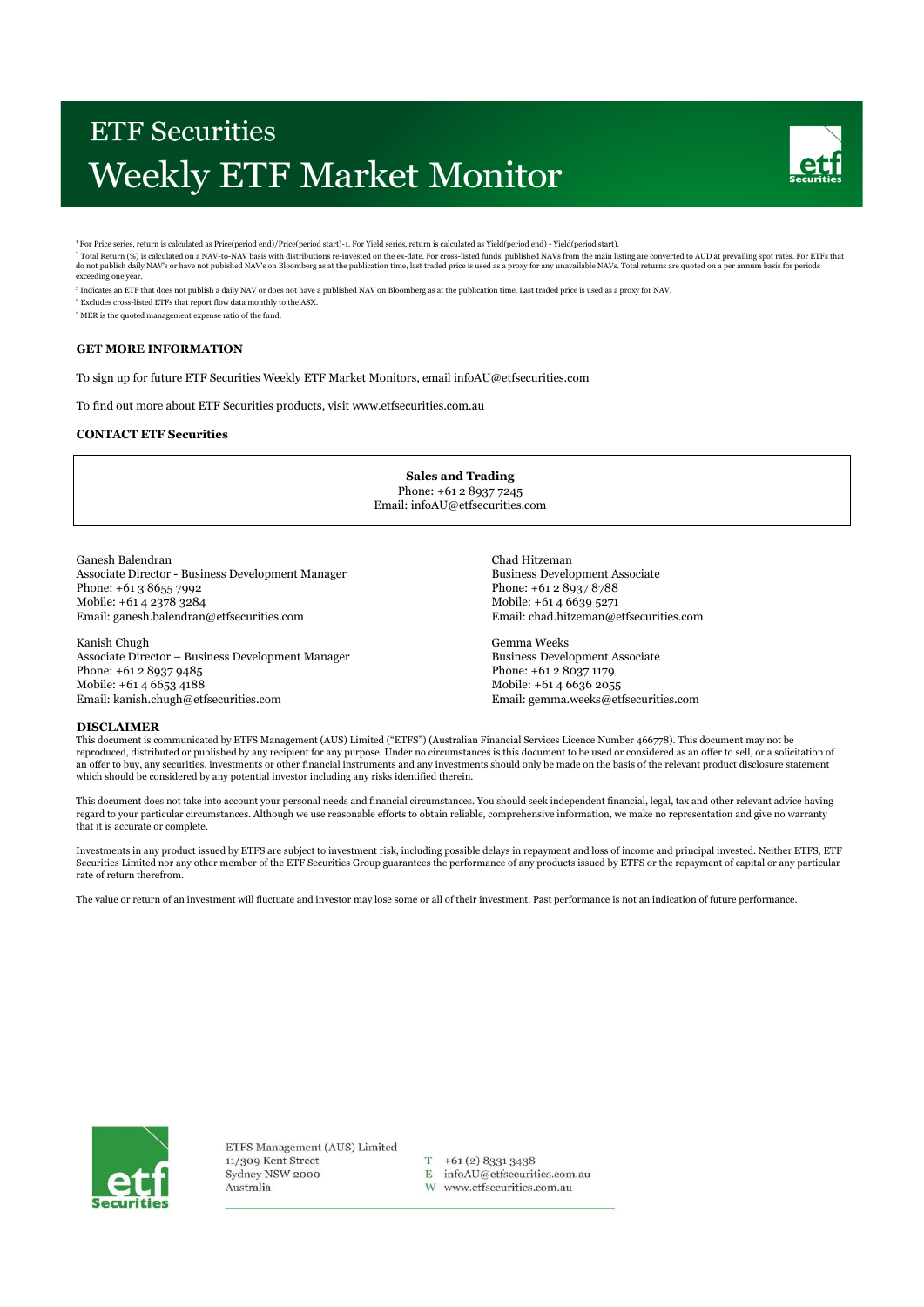# ETF Securities
## Weekly ETF Market Monitor

[1] For Price series, return is calculated as Price(period end)/Price(period start)-1. For Yield series, return is calculated as Yield(period end) - Yield(period start).

[2] Total Return (%) is calculated on a NAV-to-NAV basis with distributions re-invested on the ex-date. For cross-listed funds, published NAVs from the main listing are converted to AUD at prevailing spot rates. For ETFs that do not publish daily NAV's or have not pubished NAV's on Bloomberg as at the publication time, last traded price is used as a proxy for any unavailable NAVs. Total returns are quoted on a per annum basis for periods exceeding one year.

[3] Indicates an ETF that does not publish a daily NAV or does not have a published NAV on Bloomberg as at the publication time. Last traded price is used as a proxy for NAV.

[4] Excludes cross-listed ETFs that report flow data monthly to the ASX.

[5] MER is the quoted management expense ratio of the fund.

**GET MORE INFORMATION**

To sign up for future ETF Securities Weekly ETF Market Monitors, email infoAU@etfsecurities.com

To find out more about ETF Securities products, visit www.etfsecurities.com.au

**CONTACT ETF Securities**

**Sales and Trading**
Phone: +61 2 8937 7245
Email: infoAU@etfsecurities.com

Ganesh Balendran
Associate Director - Business Development Manager
Phone: +61 3 8655 7992
Mobile: +61 4 2378 3284
Email: ganesh.balendran@etfsecurities.com

Kanish Chugh
Associate Director – Business Development Manager
Phone: +61 2 8937 9485
Mobile: +61 4 6653 4188
Email: kanish.chugh@etfsecurities.com

Chad Hitzeman
Business Development Associate
Phone: +61 2 8937 8788
Mobile: +61 4 6639 5271
Email: chad.hitzeman@etfsecurities.com

Gemma Weeks
Business Development Associate
Phone: +61 2 8037 1179
Mobile: +61 4 6636 2055
Email: gemma.weeks@etfsecurities.com

**DISCLAIMER**

This document is communicated by ETFS Management (AUS) Limited ("ETFS") (Australian Financial Services Licence Number 466778). This document may not be reproduced, distributed or published by any recipient for any purpose. Under no circumstances is this document to be used or considered as an offer to sell, or a solicitation of an offer to buy, any securities, investments or other financial instruments and any investments should only be made on the basis of the relevant product disclosure statement which should be considered by any potential investor including any risks identified therein.

This document does not take into account your personal needs and financial circumstances. You should seek independent financial, legal, tax and other relevant advice having regard to your particular circumstances. Although we use reasonable efforts to obtain reliable, comprehensive information, we make no representation and give no warranty that it is accurate or complete.

Investments in any product issued by ETFS are subject to investment risk, including possible delays in repayment and loss of income and principal invested. Neither ETFS, ETF Securities Limited nor any other member of the ETF Securities Group guarantees the performance of any products issued by ETFS or the repayment of capital or any particular rate of return therefrom.

The value or return of an investment will fluctuate and investor may lose some or all of their investment. Past performance is not an indication of future performance.

ETFS Management (AUS) Limited
11/309 Kent Street
Sydney NSW 2000
Australia

T +61 (2) 8331 3438
E infoAU@etfsecurities.com.au
W www.etfsecurities.com.au